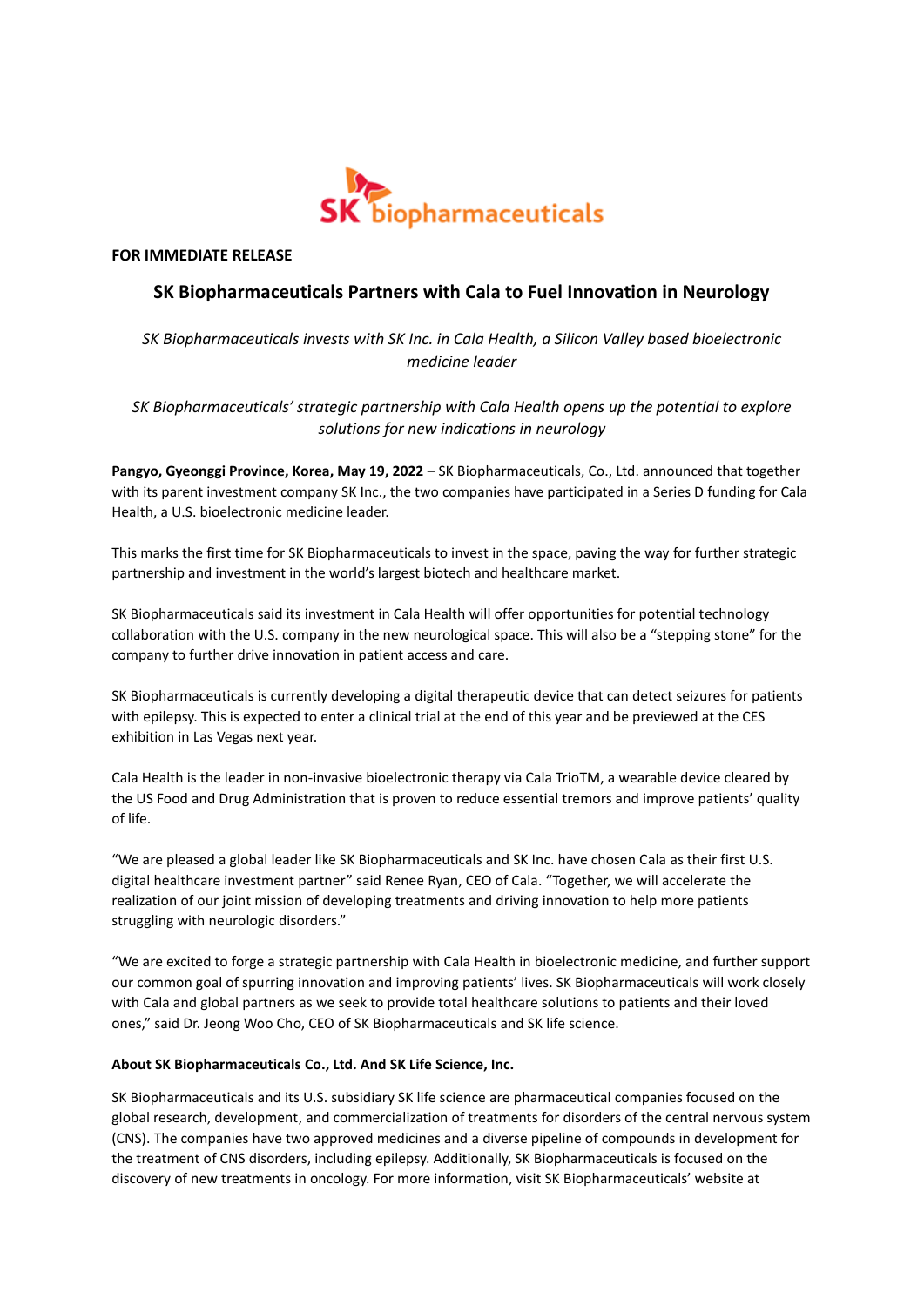**FOR IMMEDIATE RELEASE**

## SK Biopharmaceuticals Partners with Cala to Fuel Innovation in Neurology

*SK Biopharmaceuticals invests with SK Inc. in Cala Health, a Silicon Valley based bioelectronic medicine leader*

*SK Biopharmaceuticals' strategic partnership with Cala Health opens up the potential to explore solutions for new indications in neurology*

**Pangyo, Gyeonggi Province, Korea, May 19, 2022** – SK Biopharmaceuticals, Co., Ltd. announced that together with its parent investment company SK Inc., the two companies have participated in a Series D funding for Cala Health, a U.S. bioelectronic medicine leader.

This marks the first time for SK Biopharmaceuticals to invest in the space, paving the way for further strategic partnership and investment in the world's largest biotech and healthcare market.

SK Biopharmaceuticals said its investment in Cala Health will offer opportunities for potential technology collaboration with the U.S. company in the new neurological space. This will also be a "stepping stone" for the company to further drive innovation in patient access and care.

SK Biopharmaceuticals is currently developing a digital therapeutic device that can detect seizures for patients with epilepsy. This is expected to enter a clinical trial at the end of this year and be previewed at the CES exhibition in Las Vegas next year.

Cala Health is the leader in non-invasive bioelectronic therapy via Cala TrioTM, a wearable device cleared by the US Food and Drug Administration that is proven to reduce essential tremors and improve patients' quality of life.

"We are pleased a global leader like SK Biopharmaceuticals and SK Inc. have chosen Cala as their first U.S. digital healthcare investment partner" said Renee Ryan, CEO of Cala. "Together, we will accelerate the realization of our joint mission of developing treatments and driving innovation to help more patients struggling with neurologic disorders."

"We are excited to forge a strategic partnership with Cala Health in bioelectronic medicine, and further support our common goal of spurring innovation and improving patients' lives. SK Biopharmaceuticals will work closely with Cala and global partners as we seek to provide total healthcare solutions to patients and their loved ones," said Dr. Jeong Woo Cho, CEO of SK Biopharmaceuticals and SK life science.

**About SK Biopharmaceuticals Co., Ltd. And SK Life Science, Inc.**

SK Biopharmaceuticals and its U.S. subsidiary SK life science are pharmaceutical companies focused on the global research, development, and commercialization of treatments for disorders of the central nervous system (CNS). The companies have two approved medicines and a diverse pipeline of compounds in development for the treatment of CNS disorders, including epilepsy. Additionally, SK Biopharmaceuticals is focused on the discovery of new treatments in oncology. For more information, visit SK Biopharmaceuticals' website at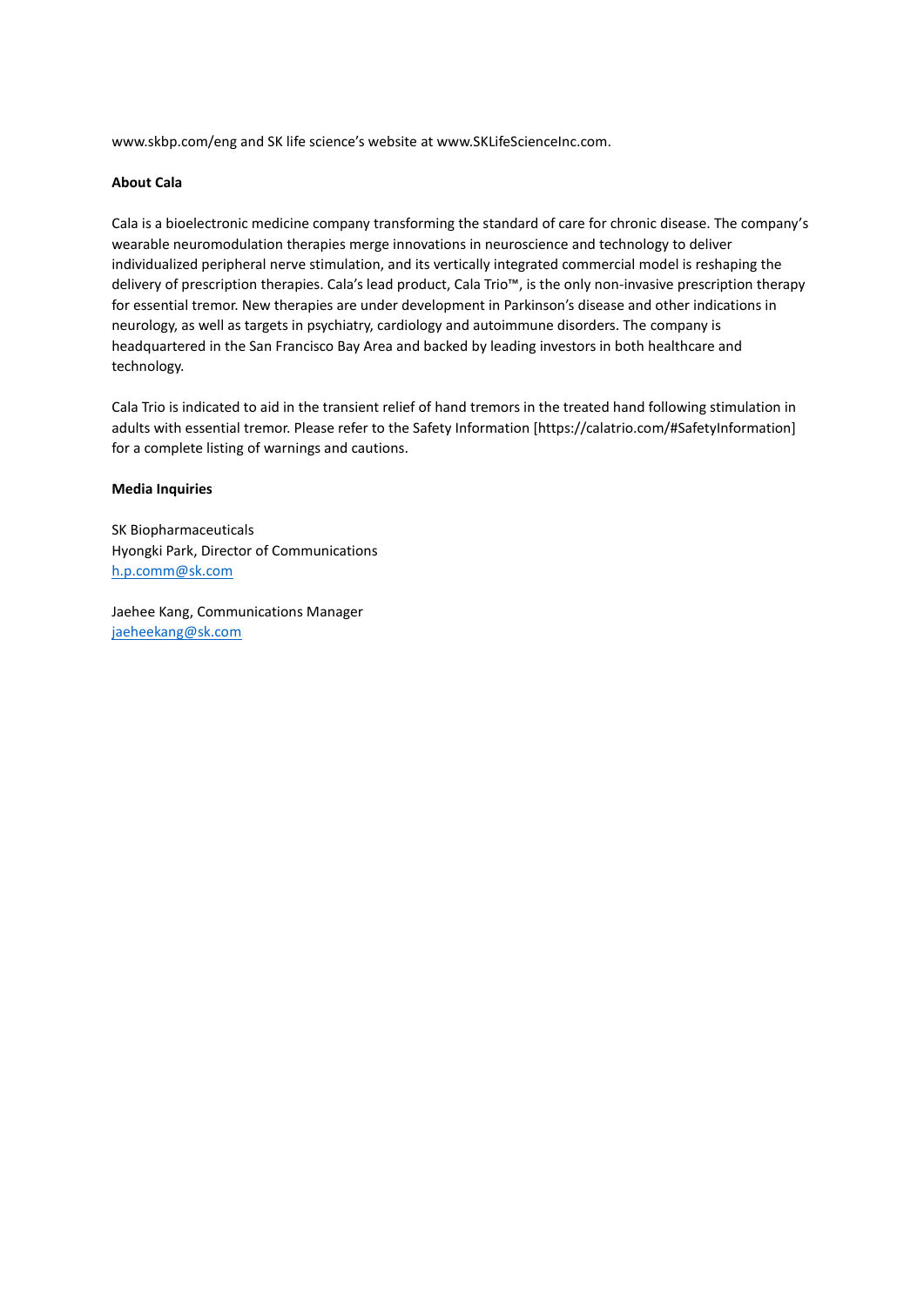www.skbp.com/eng and SK life science's website at www.SKLifeScienceInc.com.

**About Cala**

Cala is a bioelectronic medicine company transforming the standard of care for chronic disease. The company's wearable neuromodulation therapies merge innovations in neuroscience and technology to deliver individualized peripheral nerve stimulation, and its vertically integrated commercial model is reshaping the delivery of prescription therapies. Cala's lead product, Cala Trio™, is the only non-invasive prescription therapy for essential tremor. New therapies are under development in Parkinson's disease and other indications in neurology, as well as targets in psychiatry, cardiology and autoimmune disorders. The company is headquartered in the San Francisco Bay Area and backed by leading investors in both healthcare and technology.

Cala Trio is indicated to aid in the transient relief of hand tremors in the treated hand following stimulation in adults with essential tremor. Please refer to the Safety Information [https://calatrio.com/#SafetyInformation] for a complete listing of warnings and cautions.

**Media Inquiries**

SK Biopharmaceuticals
Hyongki Park, Director of Communications
h.p.comm@sk.com

Jaehee Kang, Communications Manager
jaeheekang@sk.com